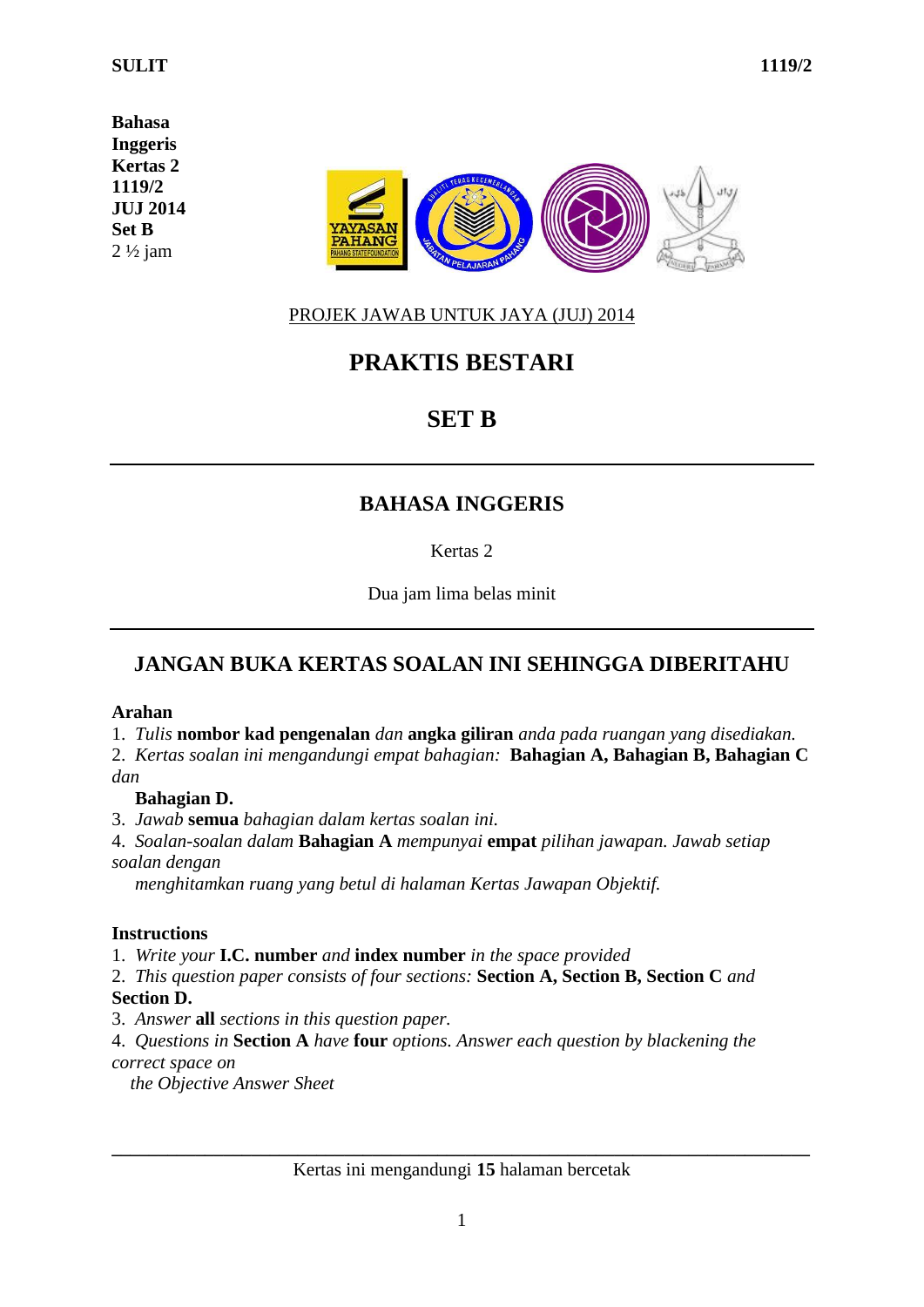SULIT 1119/2

**Bahasa Inggeris**
**Kertas 2**
**1119/2**
**JUJ 2014**
**Set B**
2 ½ jam

PROJEK JAWAB UNTUK JAYA (JUJ) 2014

# PRAKTIS BESTARI

# SET B

## BAHASA INGGERIS

Kertas 2

Dua jam lima belas minit

## JANGAN BUKA KERTAS SOALAN INI SEHINGGA DIBERITAHU

**Arahan**

1. *Tulis* **nombor kad pengenalan** *dan* **angka giliran** *anda pada ruangan yang disediakan.*
2. *Kertas soalan ini mengandungi empat bahagian:* **Bahagian A, Bahagian B, Bahagian C** *dan* **Bahagian D.**
3. *Jawab* **semua** *bahagian dalam kertas soalan ini.*
4. *Soalan-soalan dalam* **Bahagian A** *mempunyai* **empat** *pilihan jawapan. Jawab setiap soalan dengan menghitamkan ruang yang betul di halaman Kertas Jawapan Objektif.*

**Instructions**

1. *Write your* **I.C. number** *and* **index number** *in the space provided*
2. *This question paper consists of four sections:* **Section A, Section B, Section C** *and* **Section D.**
3. *Answer* **all** *sections in this question paper.*
4. *Questions in* **Section A** *have* **four** *options. Answer each question by blackening the correct space on the Objective Answer Sheet*

Kertas ini mengandungi **15** halaman bercetak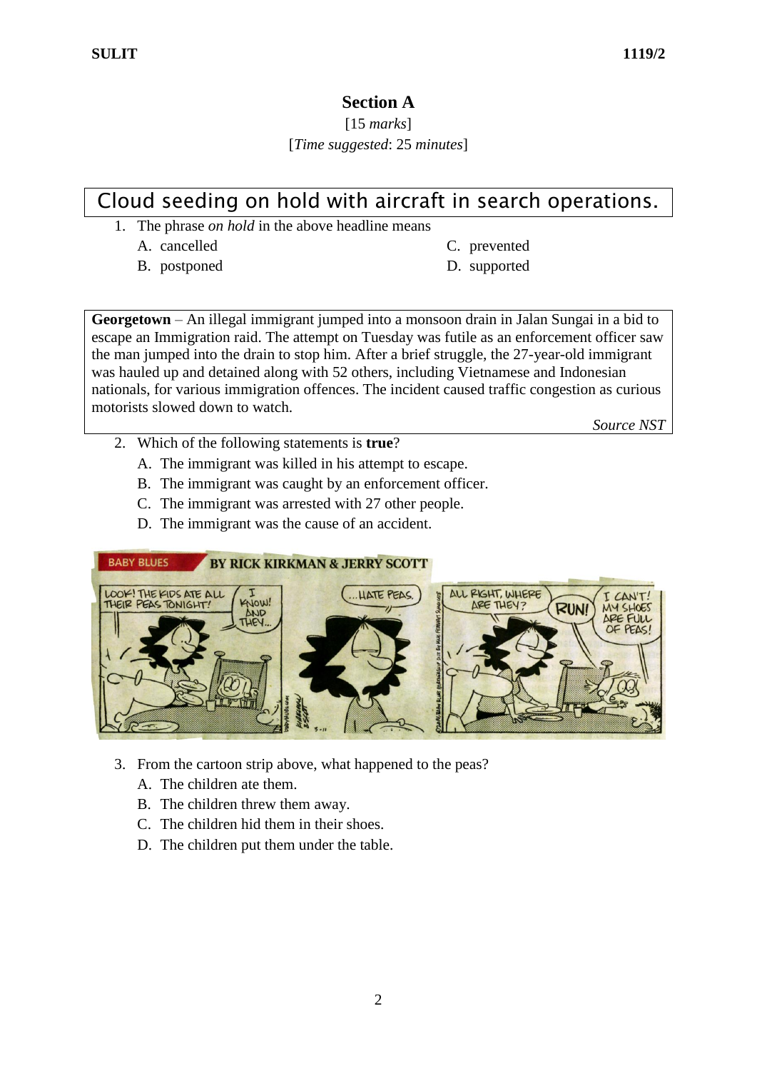## Section A

[15 *marks*]

[*Time suggested*: 25 *minutes*]

Cloud seeding on hold with aircraft in search operations.

1. The phrase *on hold* in the above headline means
   - A. cancelled
   - B. postponed
   - C. prevented
   - D. supported

**Georgetown** – An illegal immigrant jumped into a monsoon drain in Jalan Sungai in a bid to escape an Immigration raid. The attempt on Tuesday was futile as an enforcement officer saw the man jumped into the drain to stop him. After a brief struggle, the 27-year-old immigrant was hauled up and detained along with 52 others, including Vietnamese and Indonesian nationals, for various immigration offences. The incident caused traffic congestion as curious motorists slowed down to watch.

*Source NST*

2. Which of the following statements is **true**?
   - A. The immigrant was killed in his attempt to escape.
   - B. The immigrant was caught by an enforcement officer.
   - C. The immigrant was arrested with 27 other people.
   - D. The immigrant was the cause of an accident.

3. From the cartoon strip above, what happened to the peas?
   - A. The children ate them.
   - B. The children threw them away.
   - C. The children hid them in their shoes.
   - D. The children put them under the table.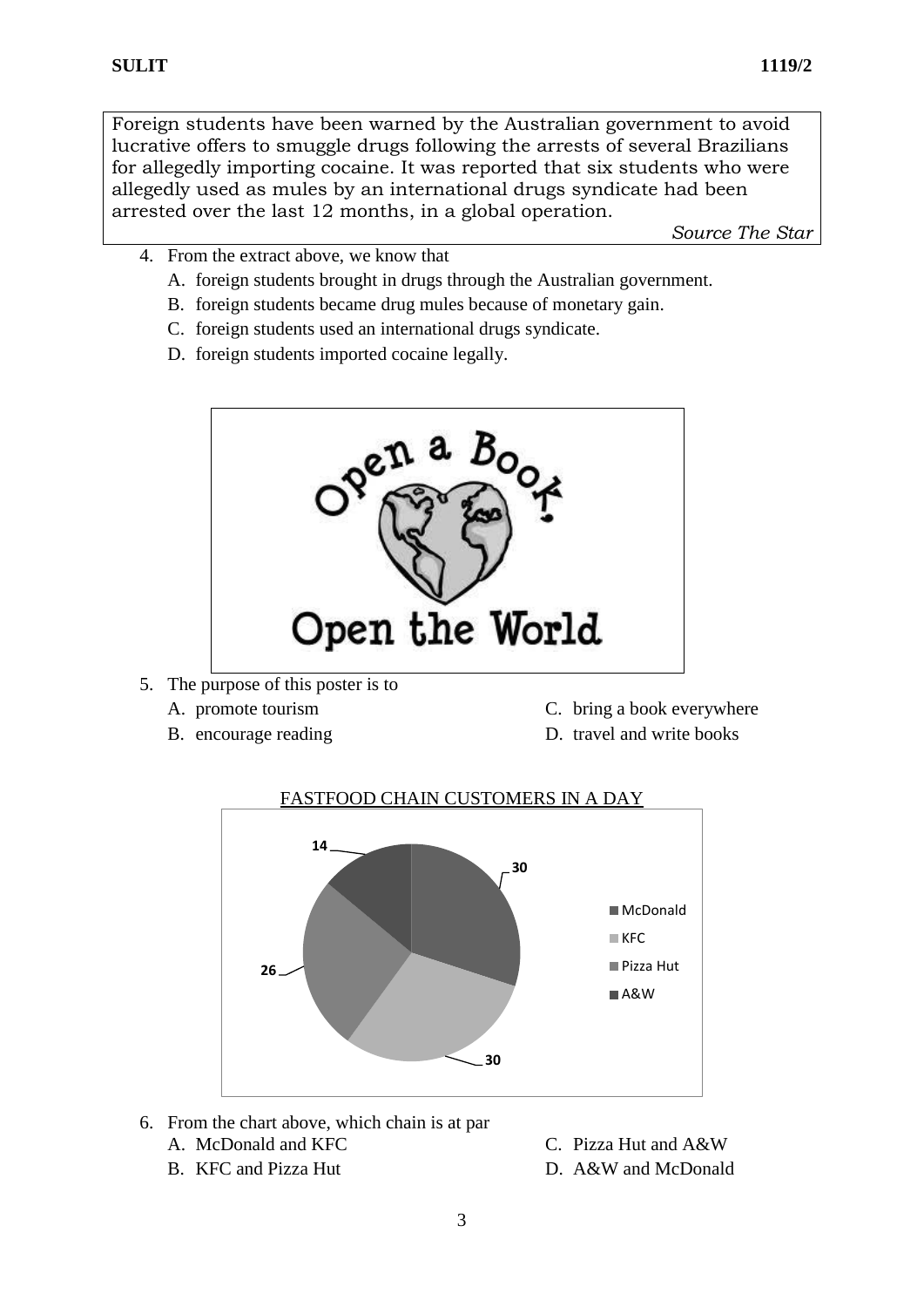Foreign students have been warned by the Australian government to avoid lucrative offers to smuggle drugs following the arrests of several Brazilians for allegedly importing cocaine. It was reported that six students who were allegedly used as mules by an international drugs syndicate had been arrested over the last 12 months, in a global operation.

*Source The Star*

4. From the extract above, we know that
   A. foreign students brought in drugs through the Australian government.
   B. foreign students became drug mules because of monetary gain.
   C. foreign students used an international drugs syndicate.
   D. foreign students imported cocaine legally.

Open a Book!

Open the World

5. The purpose of this poster is to
   A. promote tourism
   B. encourage reading
   C. bring a book everywhere
   D. travel and write books

FASTFOOD CHAIN CUSTOMERS IN A DAY

| Chain | Customers |
|---|---|
| McDonald | 30 |
| KFC | 30 |
| Pizza Hut | 26 |
| A&W | 14 |

6. From the chart above, which chain is at par
   A. McDonald and KFC
   B. KFC and Pizza Hut
   C. Pizza Hut and A&W
   D. A&W and McDonald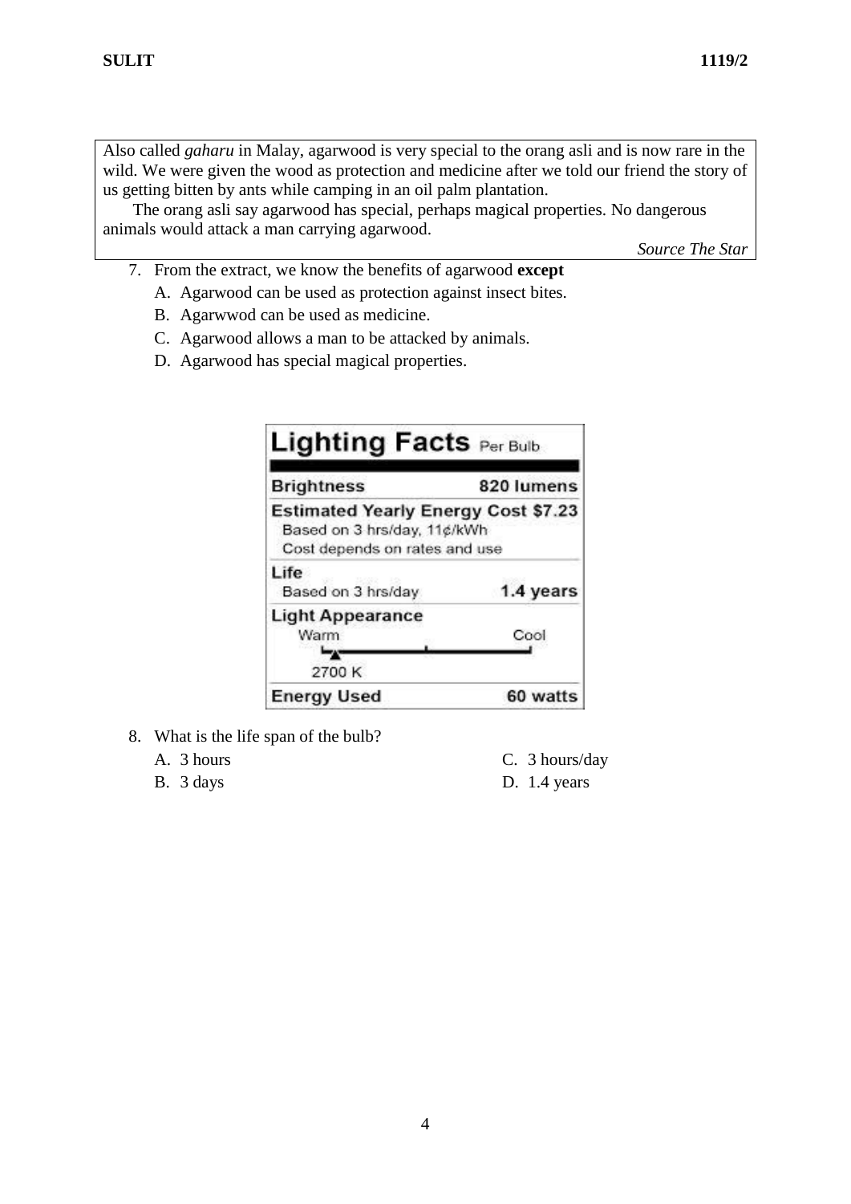Also called *gaharu* in Malay, agarwood is very special to the orang asli and is now rare in the wild. We were given the wood as protection and medicine after we told our friend the story of us getting bitten by ants while camping in an oil palm plantation.

The orang asli say agarwood has special, perhaps magical properties. No dangerous animals would attack a man carrying agarwood.

*Source The Star*

7. From the extract, we know the benefits of agarwood **except**
   A. Agarwood can be used as protection against insect bites.
   B. Agarwwod can be used as medicine.
   C. Agarwood allows a man to be attacked by animals.
   D. Agarwood has special magical properties.

**Lighting Facts** Per Bulb

| | |
|---|---|
| **Brightness** | **820 lumens** |
| **Estimated Yearly Energy Cost $7.23** Based on 3 hrs/day, 11¢/kWh Cost depends on rates and use | |
| **Life** Based on 3 hrs/day | **1.4 years** |
| **Light Appearance** Warm — Cool 2700 K | |
| **Energy Used** | **60 watts** |

8. What is the life span of the bulb?
   A. 3 hours
   B. 3 days
   C. 3 hours/day
   D. 1.4 years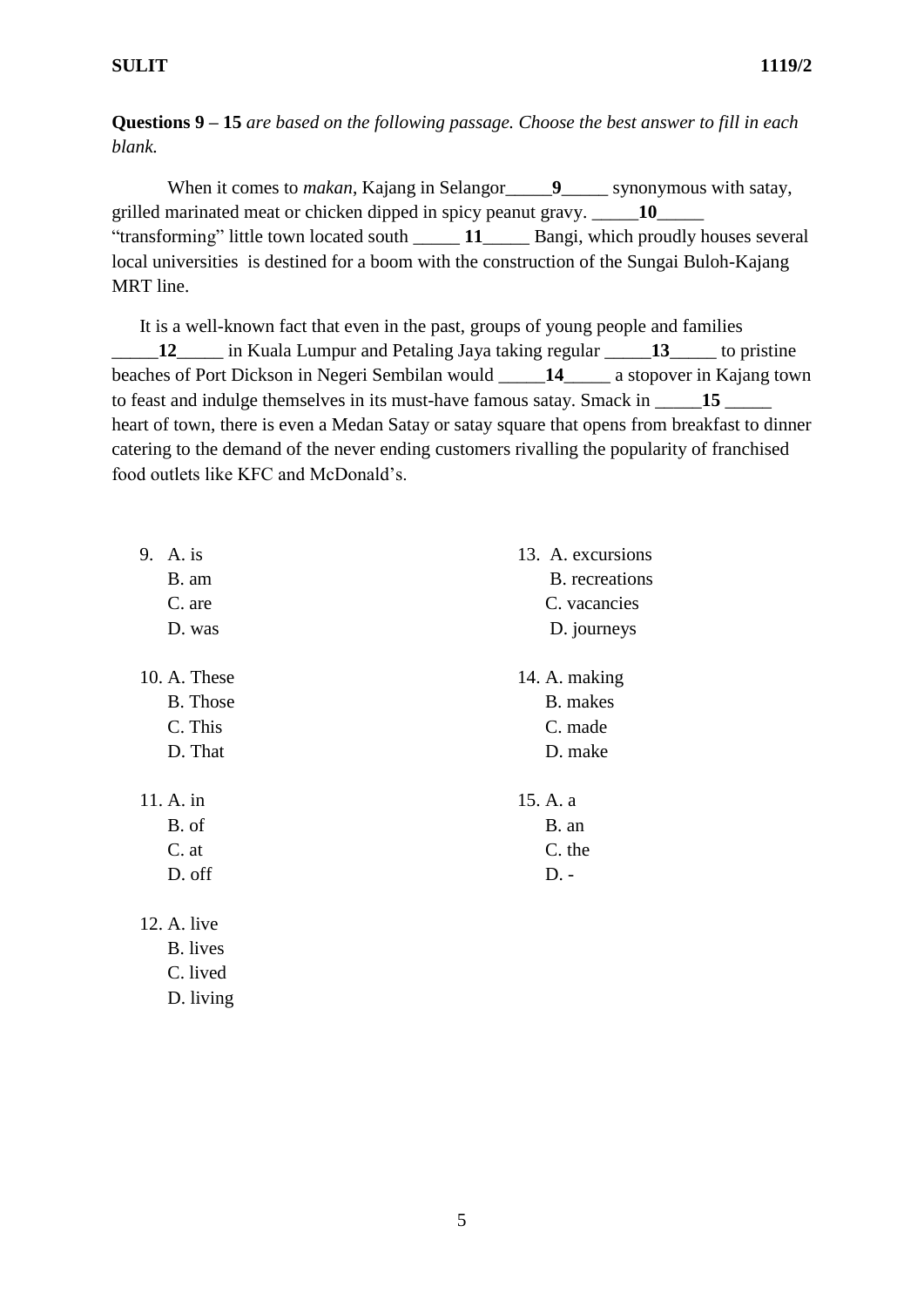**Questions 9 – 15** *are based on the following passage. Choose the best answer to fill in each blank.*

When it comes to *makan*, Kajang in Selangor_____**9**_____ synonymous with satay, grilled marinated meat or chicken dipped in spicy peanut gravy. _____**10**_____ "transforming" little town located south _____ **11**_____ Bangi, which proudly houses several local universities is destined for a boom with the construction of the Sungai Buloh-Kajang MRT line.

It is a well-known fact that even in the past, groups of young people and families _____**12**_____ in Kuala Lumpur and Petaling Jaya taking regular _____**13**_____ to pristine beaches of Port Dickson in Negeri Sembilan would _____**14**_____ a stopover in Kajang town to feast and indulge themselves in its must-have famous satay. Smack in _____**15** _____ heart of town, there is even a Medan Satay or satay square that opens from breakfast to dinner catering to the demand of the never ending customers rivalling the popularity of franchised food outlets like KFC and McDonald's.

9. A. is
   B. am
   C. are
   D. was

10. A. These
    B. Those
    C. This
    D. That

11. A. in
    B. of
    C. at
    D. off

12. A. live
    B. lives
    C. lived
    D. living

13. A. excursions
    B. recreations
    C. vacancies
    D. journeys

14. A. making
    B. makes
    C. made
    D. make

15. A. a
    B. an
    C. the
    D. -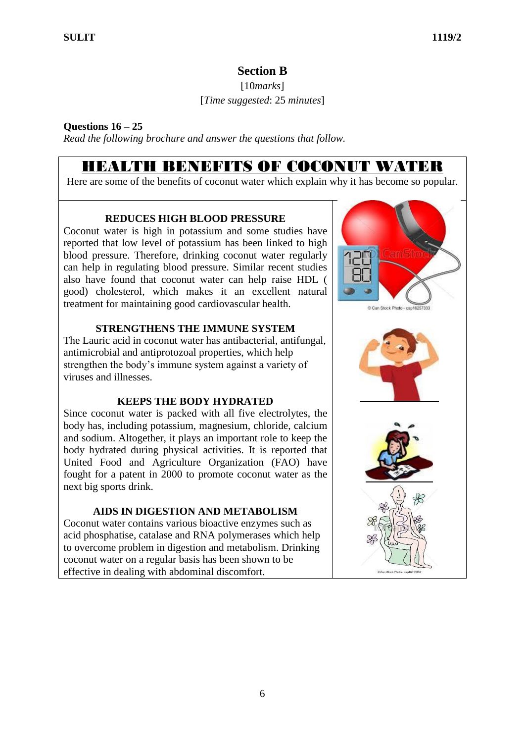## Section B

[10*marks*]

[*Time suggested*: 25 *minutes*]

**Questions 16 – 25**

*Read the following brochure and answer the questions that follow.*

# HEALTH BENEFITS OF COCONUT WATER

Here are some of the benefits of coconut water which explain why it has become so popular.

### REDUCES HIGH BLOOD PRESSURE

Coconut water is high in potassium and some studies have reported that low level of potassium has been linked to high blood pressure. Therefore, drinking coconut water regularly can help in regulating blood pressure. Similar recent studies also have found that coconut water can help raise HDL ( good) cholesterol, which makes it an excellent natural treatment for maintaining good cardiovascular health.

### STRENGTHENS THE IMMUNE SYSTEM

The Lauric acid in coconut water has antibacterial, antifungal, antimicrobial and antiprotozoal properties, which help strengthen the body's immune system against a variety of viruses and illnesses.

### KEEPS THE BODY HYDRATED

Since coconut water is packed with all five electrolytes, the body has, including potassium, magnesium, chloride, calcium and sodium. Altogether, it plays an important role to keep the body hydrated during physical activities. It is reported that United Food and Agriculture Organization (FAO) have fought for a patent in 2000 to promote coconut water as the next big sports drink.

### AIDS IN DIGESTION AND METABOLISM

Coconut water contains various bioactive enzymes such as acid phosphatise, catalase and RNA polymerases which help to overcome problem in digestion and metabolism. Drinking coconut water on a regular basis has been shown to be effective in dealing with abdominal discomfort.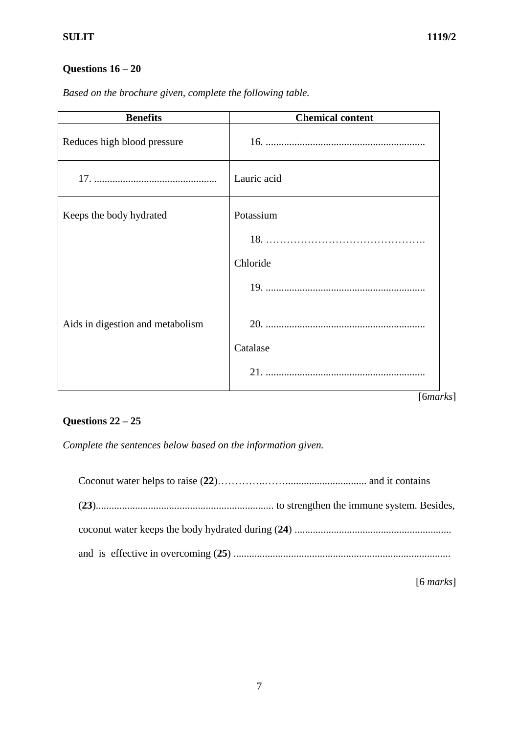## Questions 16 – 20

*Based on the brochure given, complete the following table.*

| Benefits | Chemical content |
|---|---|
| Reduces high blood pressure | 16. ............................................................ |
| 17. .............................................. | Lauric acid |
| Keeps the body hydrated | Potassium<br>18. ……………………………………….<br>Chloride<br>19. ............................................................ |
| Aids in digestion and metabolism | 20. ............................................................<br>Catalase<br>21. ............................................................ |

[6*marks*]

## Questions 22 – 25

*Complete the sentences below based on the information given.*

Coconut water helps to raise (**22**)…………..……............................. and it contains (**23**)................................................................... to strengthen the immune system. Besides, coconut water keeps the body hydrated during (**24**) ........................................................... and is effective in overcoming (**25**) ..................................................................................

[6 *marks*]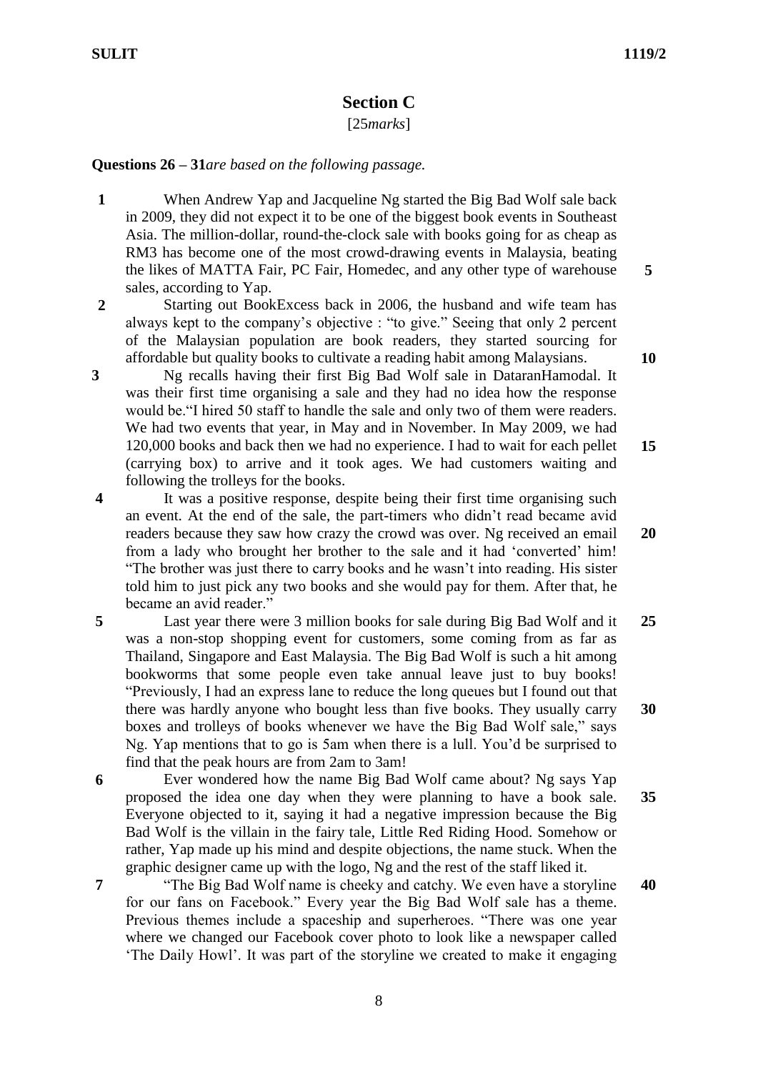## Section C

[25*marks*]

**Questions 26 – 31***are based on the following passage.*

**1** When Andrew Yap and Jacqueline Ng started the Big Bad Wolf sale back in 2009, they did not expect it to be one of the biggest book events in Southeast Asia. The million-dollar, round-the-clock sale with books going for as cheap as RM3 has become one of the most crowd-drawing events in Malaysia, beating the likes of MATTA Fair, PC Fair, Homedec, and any other type of warehouse sales, according to Yap. **5**

**2** Starting out BookExcess back in 2006, the husband and wife team has always kept to the company's objective : "to give." Seeing that only 2 percent of the Malaysian population are book readers, they started sourcing for affordable but quality books to cultivate a reading habit among Malaysians. **10**

**3** Ng recalls having their first Big Bad Wolf sale in DataranHamodal. It was their first time organising a sale and they had no idea how the response would be."I hired 50 staff to handle the sale and only two of them were readers. We had two events that year, in May and in November. In May 2009, we had 120,000 books and back then we had no experience. I had to wait for each pellet (carrying box) to arrive and it took ages. We had customers waiting and following the trolleys for the books. **15**

**4** It was a positive response, despite being their first time organising such an event. At the end of the sale, the part-timers who didn't read became avid readers because they saw how crazy the crowd was over. Ng received an email from a lady who brought her brother to the sale and it had 'converted' him! "The brother was just there to carry books and he wasn't into reading. His sister told him to just pick any two books and she would pay for them. After that, he became an avid reader." **20**

**5** Last year there were 3 million books for sale during Big Bad Wolf and it was a non-stop shopping event for customers, some coming from as far as Thailand, Singapore and East Malaysia. The Big Bad Wolf is such a hit among bookworms that some people even take annual leave just to buy books! "Previously, I had an express lane to reduce the long queues but I found out that there was hardly anyone who bought less than five books. They usually carry boxes and trolleys of books whenever we have the Big Bad Wolf sale," says Ng. Yap mentions that to go is 5am when there is a lull. You'd be surprised to find that the peak hours are from 2am to 3am! **25** **30**

**6** Ever wondered how the name Big Bad Wolf came about? Ng says Yap proposed the idea one day when they were planning to have a book sale. Everyone objected to it, saying it had a negative impression because the Big Bad Wolf is the villain in the fairy tale, Little Red Riding Hood. Somehow or rather, Yap made up his mind and despite objections, the name stuck. When the graphic designer came up with the logo, Ng and the rest of the staff liked it. **35**

**7** "The Big Bad Wolf name is cheeky and catchy. We even have a storyline for our fans on Facebook." Every year the Big Bad Wolf sale has a theme. Previous themes include a spaceship and superheroes. "There was one year where we changed our Facebook cover photo to look like a newspaper called 'The Daily Howl'. It was part of the storyline we created to make it engaging **40**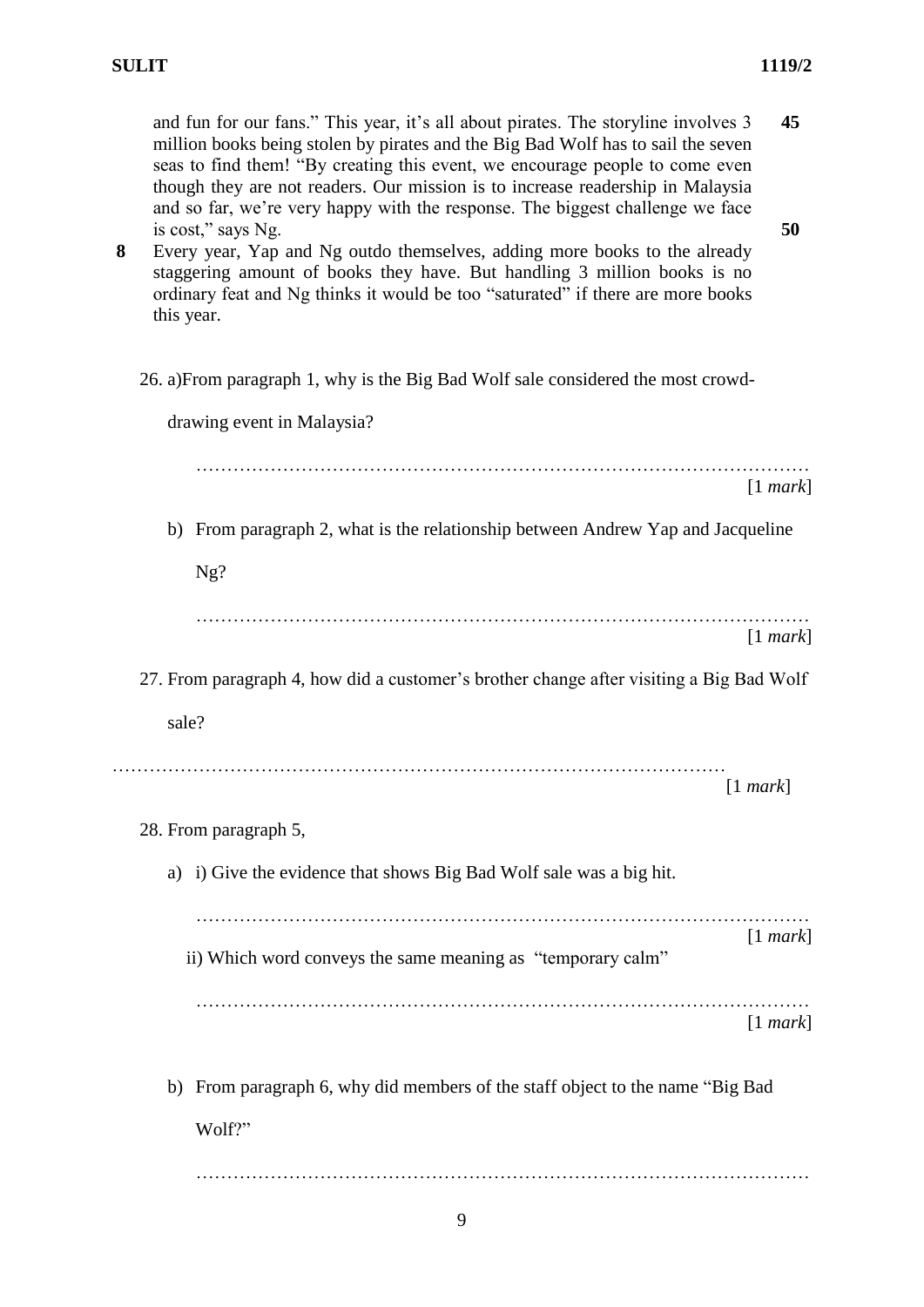and fun for our fans." This year, it's all about pirates. The storyline involves 3 million books being stolen by pirates and the Big Bad Wolf has to sail the seven seas to find them! "By creating this event, we encourage people to come even though they are not readers. Our mission is to increase readership in Malaysia and so far, we're very happy with the response. The biggest challenge we face is cost," says Ng. **45** **50**

**8** Every year, Yap and Ng outdo themselves, adding more books to the already staggering amount of books they have. But handling 3 million books is no ordinary feat and Ng thinks it would be too "saturated" if there are more books this year.

26. a) From paragraph 1, why is the Big Bad Wolf sale considered the most crowd-drawing event in Malaysia?

…………………………………………………………………………………………
[1 *mark*]

b) From paragraph 2, what is the relationship between Andrew Yap and Jacqueline Ng?

…………………………………………………………………………………………
[1 *mark*]

27. From paragraph 4, how did a customer's brother change after visiting a Big Bad Wolf sale?

…………………………………………………………………………………………
[1 *mark*]

28. From paragraph 5,

a) i) Give the evidence that shows Big Bad Wolf sale was a big hit.

…………………………………………………………………………………………
[1 *mark*]

ii) Which word conveys the same meaning as "temporary calm"

…………………………………………………………………………………………
[1 *mark*]

b) From paragraph 6, why did members of the staff object to the name "Big Bad Wolf?"

…………………………………………………………………………………………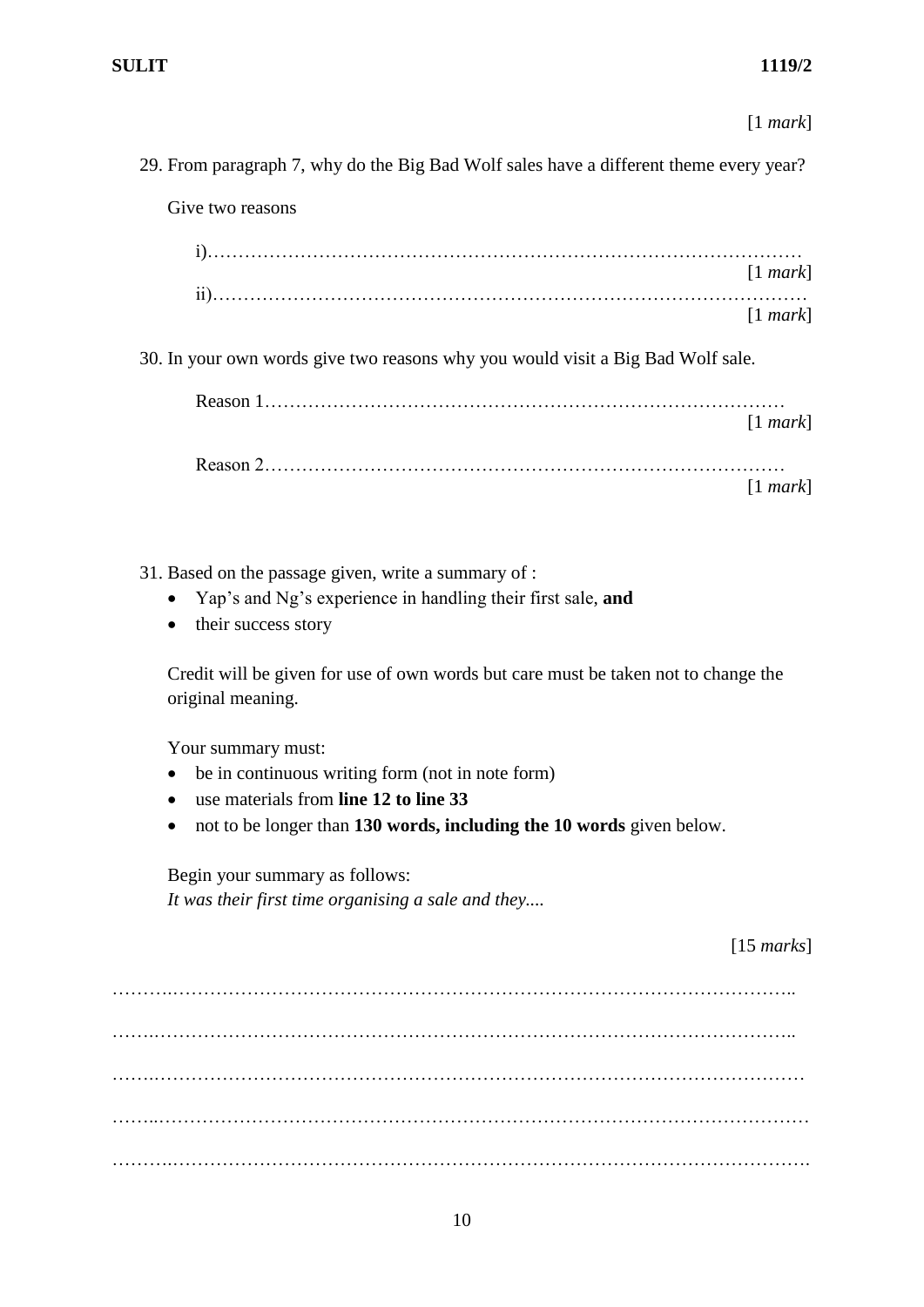[1 *mark*]

29. From paragraph 7, why do the Big Bad Wolf sales have a different theme every year?

    Give two reasons

    i)…………………………………………………………………………………… [1 *mark*]

    ii)…………………………………………………………………………………… [1 *mark*]

30. In your own words give two reasons why you would visit a Big Bad Wolf sale.

    Reason 1………………………………………………………………………… [1 *mark*]

    Reason 2………………………………………………………………………… [1 *mark*]

31. Based on the passage given, write a summary of :

    - Yap's and Ng's experience in handling their first sale, **and**
    - their success story

    Credit will be given for use of own words but care must be taken not to change the original meaning.

    Your summary must:

    - be in continuous writing form (not in note form)
    - use materials from **line 12 to line 33**
    - not to be longer than **130 words, including the 10 words** given below.

    Begin your summary as follows:
    *It was their first time organising a sale and they....*

    [15 *marks*]

……………………………………………………………………………………………………

……………………………………………………………………………………………………

……………………………………………………………………………………………………

……………………………………………………………………………………………………

……………………………………………………………………………………………………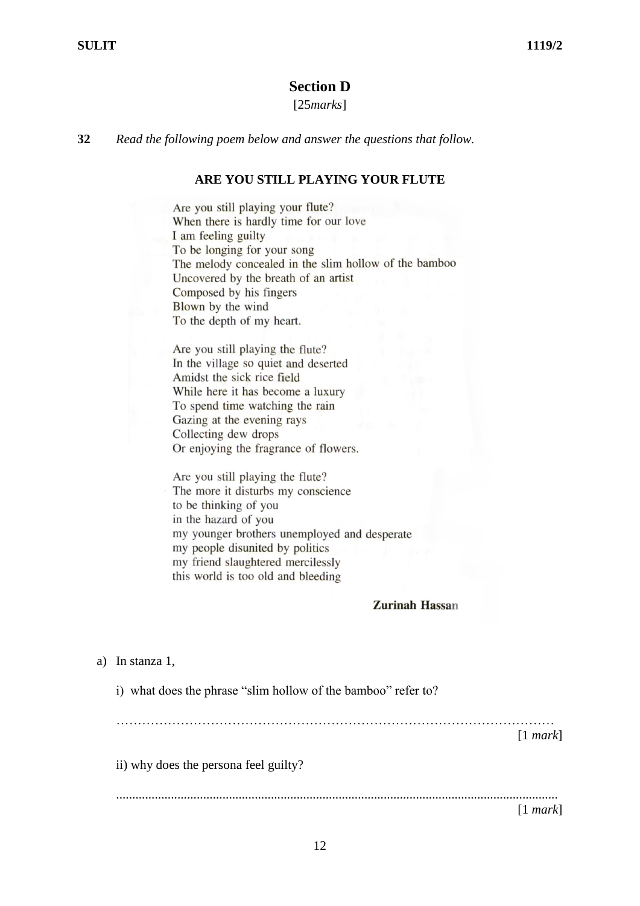## Section D

[25*marks*]

**32** *Read the following poem below and answer the questions that follow.*

**ARE YOU STILL PLAYING YOUR FLUTE**

Are you still playing your flute?
When there is hardly time for our love
I am feeling guilty
To be longing for your song
The melody concealed in the slim hollow of the bamboo
Uncovered by the breath of an artist
Composed by his fingers
Blown by the wind
To the depth of my heart.

Are you still playing the flute?
In the village so quiet and deserted
Amidst the sick rice field
While here it has become a luxury
To spend time watching the rain
Gazing at the evening rays
Collecting dew drops
Or enjoying the fragrance of flowers.

Are you still playing the flute?
The more it disturbs my conscience
to be thinking of you
in the hazard of you
my younger brothers unemployed and desperate
my people disunited by politics
my friend slaughtered mercilessly
this world is too old and bleeding

**Zurinah Hassan**

a) In stanza 1,

i) what does the phrase "slim hollow of the bamboo" refer to?

………………………………………………………………………………………… [1 *mark*]

ii) why does the persona feel guilty?

………………………………………………………………………………………… [1 *mark*]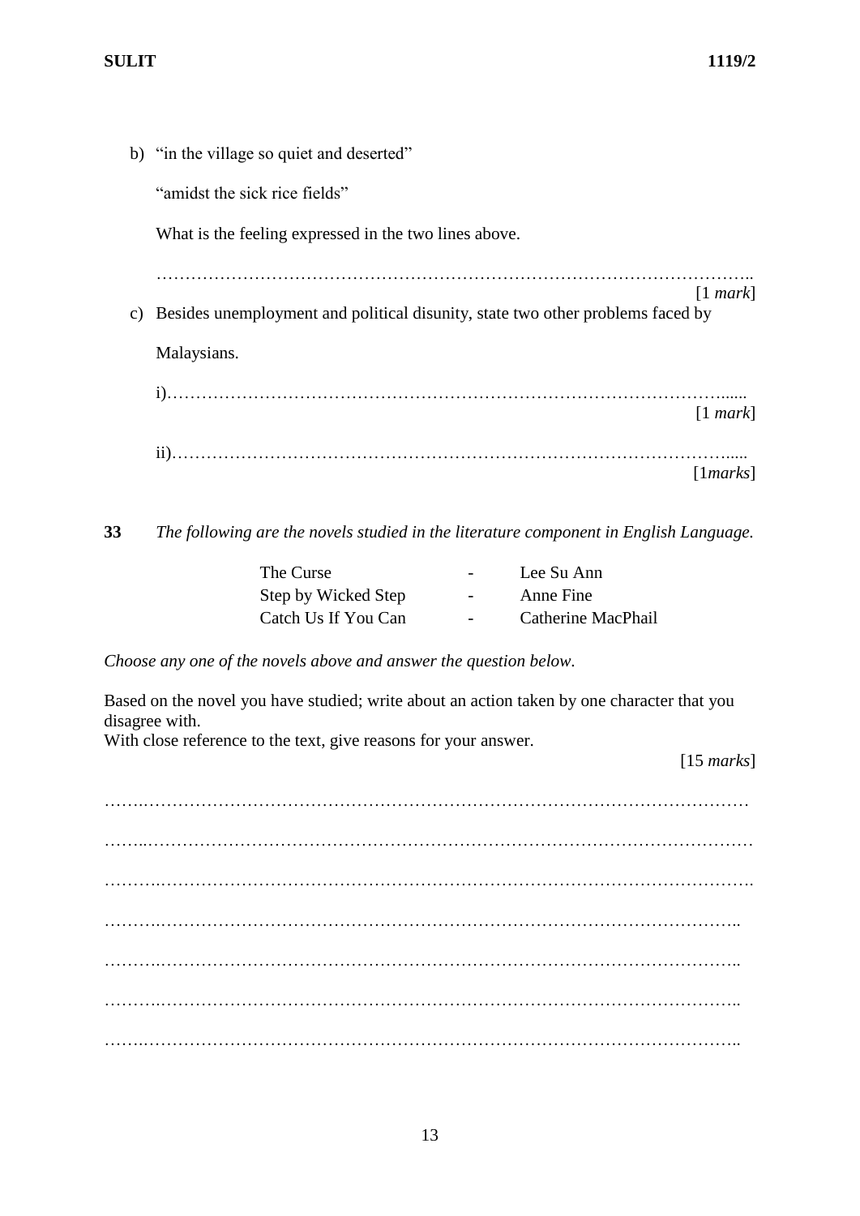b) "in the village so quiet and deserted"

"amidst the sick rice fields"

What is the feeling expressed in the two lines above.

…………………………………………………………………………………………..
[1 *mark*]

c) Besides unemployment and political disunity, state two other problems faced by Malaysians.

i)…………………………………………………………………………………......
[1 *mark*]

ii)………………………………………………………………………………….....
[1*marks*]

**33** *The following are the novels studied in the literature component in English Language.*

| | | |
|---|---|---|
| The Curse | - | Lee Su Ann |
| Step by Wicked Step | - | Anne Fine |
| Catch Us If You Can | - | Catherine MacPhail |

*Choose any one of the novels above and answer the question below.*

Based on the novel you have studied; write about an action taken by one character that you disagree with.
With close reference to the text, give reasons for your answer.

[15 *marks*]

…………………………………………………………………………………………………

…………………………………………………………………………………………………

…………………………………………………………………………………………………

…………………………………………………………………………………………………

…………………………………………………………………………………………………

…………………………………………………………………………………………………

…………………………………………………………………………………………………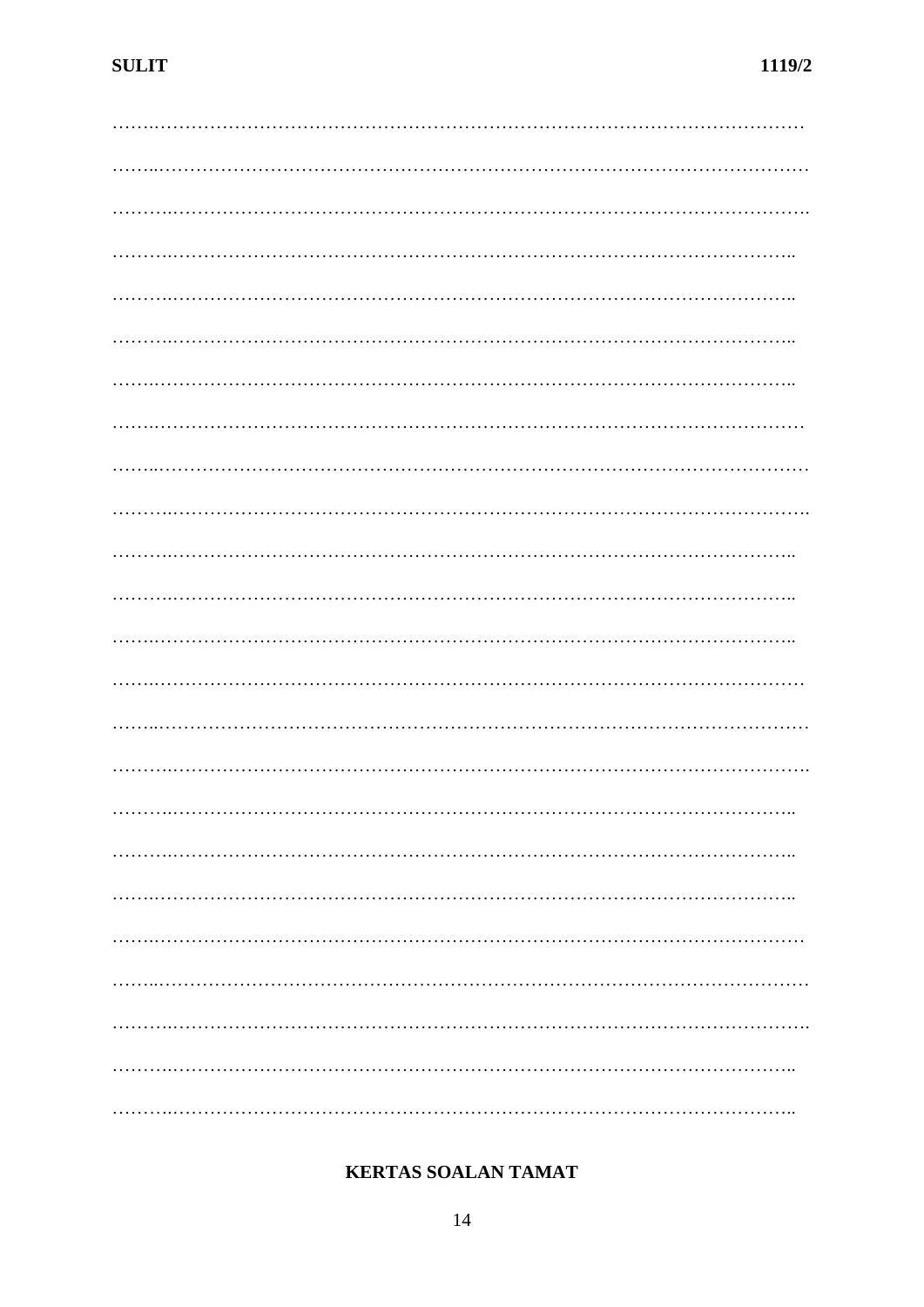……………………………………………………………………………………………………

……………………………………………………………………………………………………

……………………………………………………………………………………………………

……………………………………………………………………………………………………

……………………………………………………………………………………………………

……………………………………………………………………………………………………

……………………………………………………………………………………………………

……………………………………………………………………………………………………

……………………………………………………………………………………………………

……………………………………………………………………………………………………

……………………………………………………………………………………………………

……………………………………………………………………………………………………

……………………………………………………………………………………………………

……………………………………………………………………………………………………

……………………………………………………………………………………………………

……………………………………………………………………………………………………

……………………………………………………………………………………………………

……………………………………………………………………………………………………

……………………………………………………………………………………………………

……………………………………………………………………………………………………

……………………………………………………………………………………………………

……………………………………………………………………………………………………

……………………………………………………………………………………………………

……………………………………………………………………………………………………

**KERTAS SOALAN TAMAT**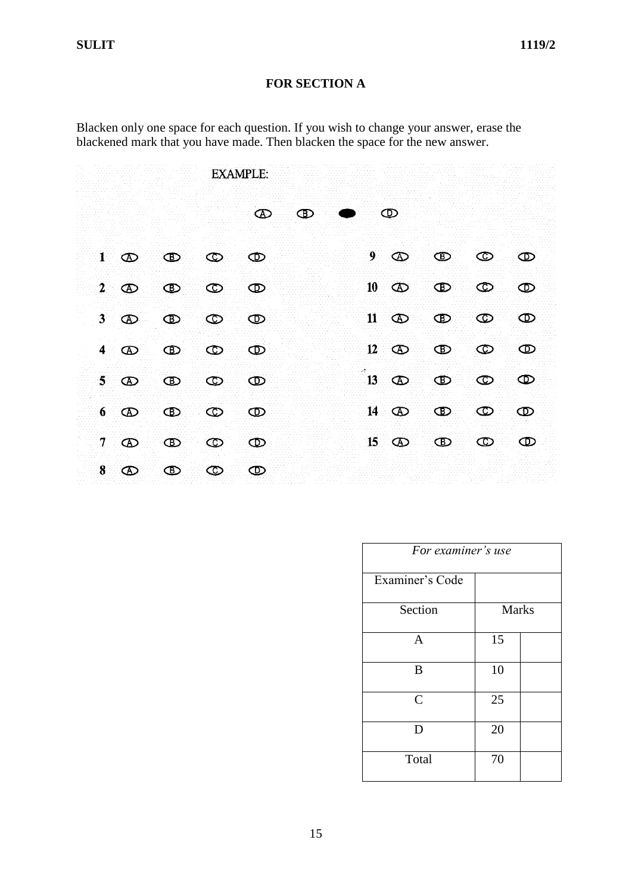## FOR SECTION A

Blacken only one space for each question. If you wish to change your answer, erase the blackened mark that you have made. Then blacken the space for the new answer.

EXAMPLE:

(A) (B) ● (D)

| | | | | | | | | | |
|---|---|---|---|---|---|---|---|---|---|
| 1 | (A) | (B) | (C) | (D) | 9 | (A) | (B) | (C) | (D) |
| 2 | (A) | (B) | (C) | (D) | 10 | (A) | (B) | (C) | (D) |
| 3 | (A) | (B) | (C) | (D) | 11 | (A) | (B) | (C) | (D) |
| 4 | (A) | (B) | (C) | (D) | 12 | (A) | (B) | (C) | (D) |
| 5 | (A) | (B) | (C) | (D) | 13 | (A) | (B) | (C) | (D) |
| 6 | (A) | (B) | (C) | (D) | 14 | (A) | (B) | (C) | (D) |
| 7 | (A) | (B) | (C) | (D) | 15 | (A) | (B) | (C) | (D) |
| 8 | (A) | (B) | (C) | (D) | | | | | |

| *For examiner's use* | | |
|---|---|---|
| Examiner's Code | | |
| Section | Marks | |
| A | 15 | |
| B | 10 | |
| C | 25 | |
| D | 20 | |
| Total | 70 | |